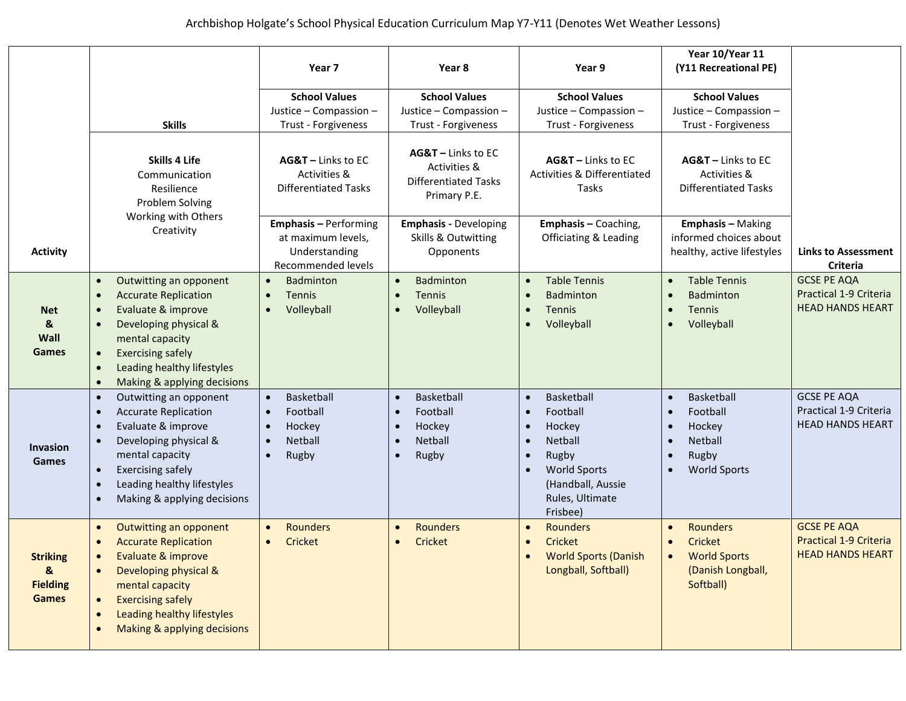# Archbishop Holgate's School Physical Education Curriculum Map Y7-Y11 (Denotes Wet Weather Lessons)

| Activity | Skills | Year 7 | Year 8 | Year 9 | Year 10/Year 11 (Y11 Recreational PE) | Links to Assessment Criteria |
|---|---|---|---|---|---|---|
| | | **School Values** Justice – Compassion – Trust - Forgiveness | **School Values** Justice – Compassion – Trust - Forgiveness | **School Values** Justice – Compassion – Trust - Forgiveness | **School Values** Justice – Compassion – Trust - Forgiveness | |
| | **Skills 4 Life** Communication, Resilience, Problem Solving, Working with Others, Creativity | **AG&T –** Links to EC Activities & Differentiated Tasks | **AG&T –** Links to EC Activities & Differentiated Tasks Primary P.E. | **AG&T –** Links to EC Activities & Differentiated Tasks | **AG&T –** Links to EC Activities & Differentiated Tasks | |
| | | **Emphasis –** Performing at maximum levels, Understanding Recommended levels | **Emphasis -** Developing Skills & Outwitting Opponents | **Emphasis –** Coaching, Officiating & Leading | **Emphasis –** Making informed choices about healthy, active lifestyles | |
| **Net & Wall Games** | • Outwitting an opponent<br>• Accurate Replication<br>• Evaluate & improve<br>• Developing physical & mental capacity<br>• Exercising safely<br>• Leading healthy lifestyles<br>• Making & applying decisions | • Badminton<br>• Tennis<br>• Volleyball | • Badminton<br>• Tennis<br>• Volleyball | • Table Tennis<br>• Badminton<br>• Tennis<br>• Volleyball | • Table Tennis<br>• Badminton<br>• Tennis<br>• Volleyball | GCSE PE AQA Practical 1-9 Criteria HEAD HANDS HEART |
| **Invasion Games** | • Outwitting an opponent<br>• Accurate Replication<br>• Evaluate & improve<br>• Developing physical & mental capacity<br>• Exercising safely<br>• Leading healthy lifestyles<br>• Making & applying decisions | • Basketball<br>• Football<br>• Hockey<br>• Netball<br>• Rugby | • Basketball<br>• Football<br>• Hockey<br>• Netball<br>• Rugby | • Basketball<br>• Football<br>• Hockey<br>• Netball<br>• Rugby<br>• World Sports (Handball, Aussie Rules, Ultimate Frisbee) | • Basketball<br>• Football<br>• Hockey<br>• Netball<br>• Rugby<br>• World Sports | GCSE PE AQA Practical 1-9 Criteria HEAD HANDS HEART |
| **Striking & Fielding Games** | • Outwitting an opponent<br>• Accurate Replication<br>• Evaluate & improve<br>• Developing physical & mental capacity<br>• Exercising safely<br>• Leading healthy lifestyles<br>• Making & applying decisions | • Rounders<br>• Cricket | • Rounders<br>• Cricket | • Rounders<br>• Cricket<br>• World Sports (Danish Longball, Softball) | • Rounders<br>• Cricket<br>• World Sports (Danish Longball, Softball) | GCSE PE AQA Practical 1-9 Criteria HEAD HANDS HEART |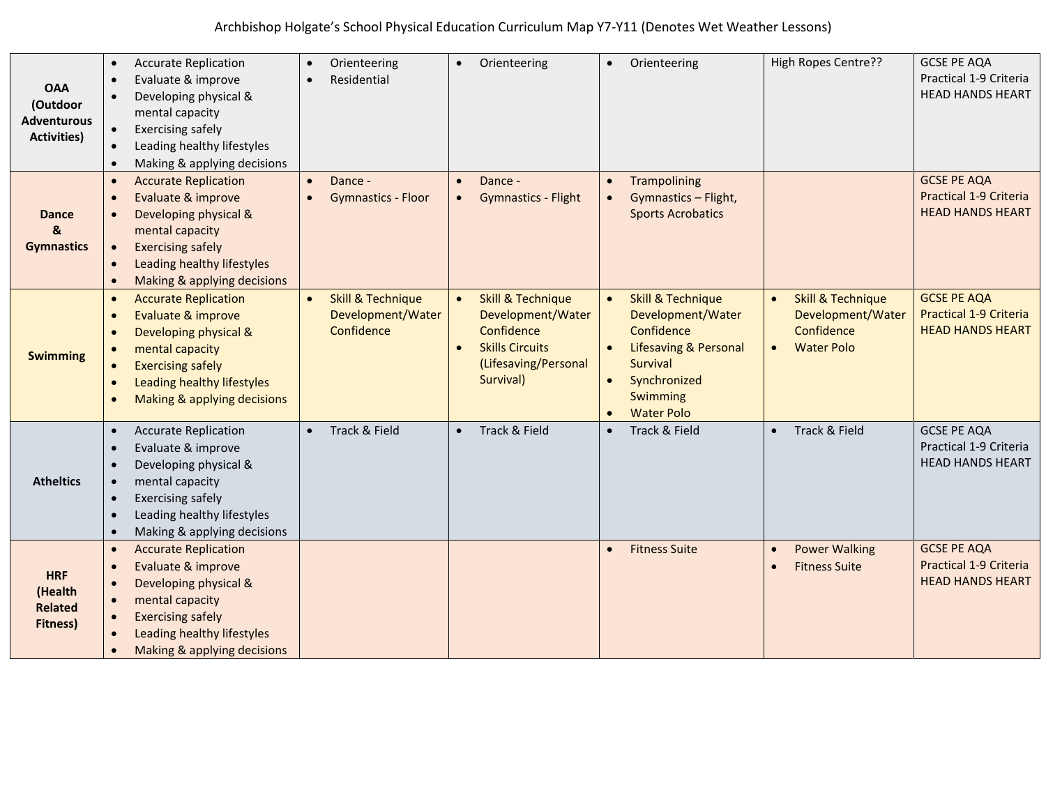Archbishop Holgate's School Physical Education Curriculum Map Y7-Y11 (Denotes Wet Weather Lessons)

| | | | | | | |
|---|---|---|---|---|---|---|
| **OAA (Outdoor Adventurous Activities)** | • Accurate Replication<br>• Evaluate & improve<br>• Developing physical & mental capacity<br>• Exercising safely<br>• Leading healthy lifestyles<br>• Making & applying decisions | • Orienteering<br>• Residential | • Orienteering | • Orienteering | High Ropes Centre?? | GCSE PE AQA Practical 1-9 Criteria HEAD HANDS HEART |
| **Dance & Gymnastics** | • Accurate Replication<br>• Evaluate & improve<br>• Developing physical & mental capacity<br>• Exercising safely<br>• Leading healthy lifestyles<br>• Making & applying decisions | • Dance -<br>• Gymnastics - Floor | • Dance -<br>• Gymnastics - Flight | • Trampolining<br>• Gymnastics – Flight, Sports Acrobatics | | GCSE PE AQA Practical 1-9 Criteria HEAD HANDS HEART |
| **Swimming** | • Accurate Replication<br>• Evaluate & improve<br>• Developing physical &<br>• mental capacity<br>• Exercising safely<br>• Leading healthy lifestyles<br>• Making & applying decisions | • Skill & Technique Development/Water Confidence | • Skill & Technique Development/Water Confidence<br>• Skills Circuits (Lifesaving/Personal Survival) | • Skill & Technique Development/Water Confidence<br>• Lifesaving & Personal Survival<br>• Synchronized Swimming<br>• Water Polo | • Skill & Technique Development/Water Confidence<br>• Water Polo | GCSE PE AQA Practical 1-9 Criteria HEAD HANDS HEART |
| **Atheltics** | • Accurate Replication<br>• Evaluate & improve<br>• Developing physical &<br>• mental capacity<br>• Exercising safely<br>• Leading healthy lifestyles<br>• Making & applying decisions | • Track & Field | • Track & Field | • Track & Field | • Track & Field | GCSE PE AQA Practical 1-9 Criteria HEAD HANDS HEART |
| **HRF (Health Related Fitness)** | • Accurate Replication<br>• Evaluate & improve<br>• Developing physical &<br>• mental capacity<br>• Exercising safely<br>• Leading healthy lifestyles<br>• Making & applying decisions | | | • Fitness Suite | • Power Walking<br>• Fitness Suite | GCSE PE AQA Practical 1-9 Criteria HEAD HANDS HEART |